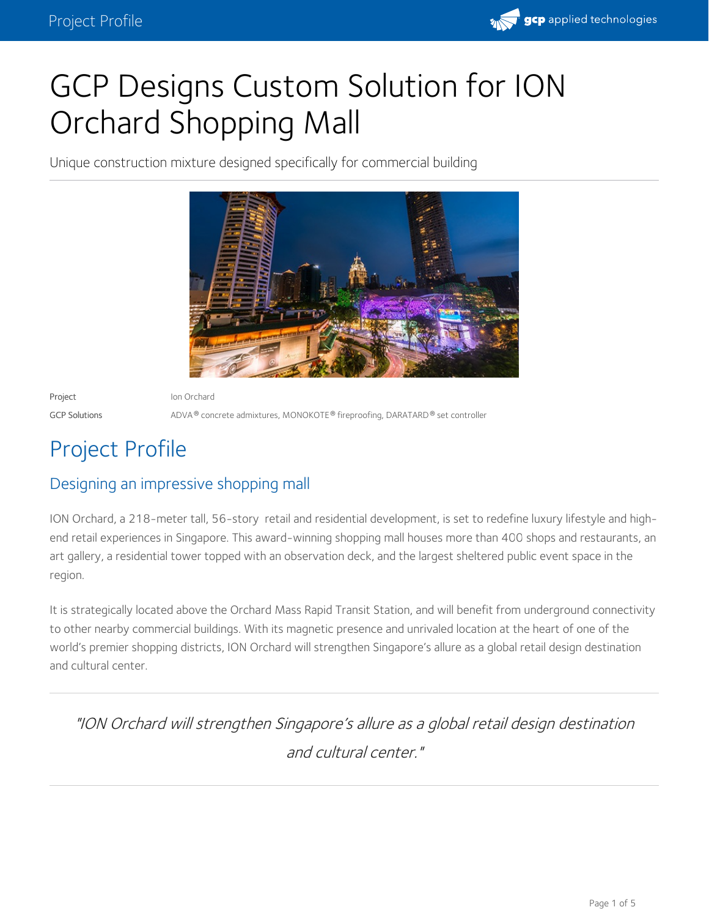# GCP Designs Custom Solution for ION Orchard Shopping Mall

Unique construction mixture designed specifically for commercial building

| Project | Ion Orchard |
|---|---|
| GCP Solutions | ADVA® concrete admixtures, MONOKOTE® fireproofing, DARATARD® set controller |

## Project Profile

### Designing an impressive shopping mall

ION Orchard, a 218-meter tall, 56-story retail and residential development, is set to redefine luxury lifestyle and high-end retail experiences in Singapore. This award-winning shopping mall houses more than 400 shops and restaurants, an art gallery, a residential tower topped with an observation deck, and the largest sheltered public event space in the region.

It is strategically located above the Orchard Mass Rapid Transit Station, and will benefit from underground connectivity to other nearby commercial buildings. With its magnetic presence and unrivaled location at the heart of one of the world's premier shopping districts, ION Orchard will strengthen Singapore's allure as a global retail design destination and cultural center.

> *"ION Orchard will strengthen Singapore's allure as a global retail design destination and cultural center."*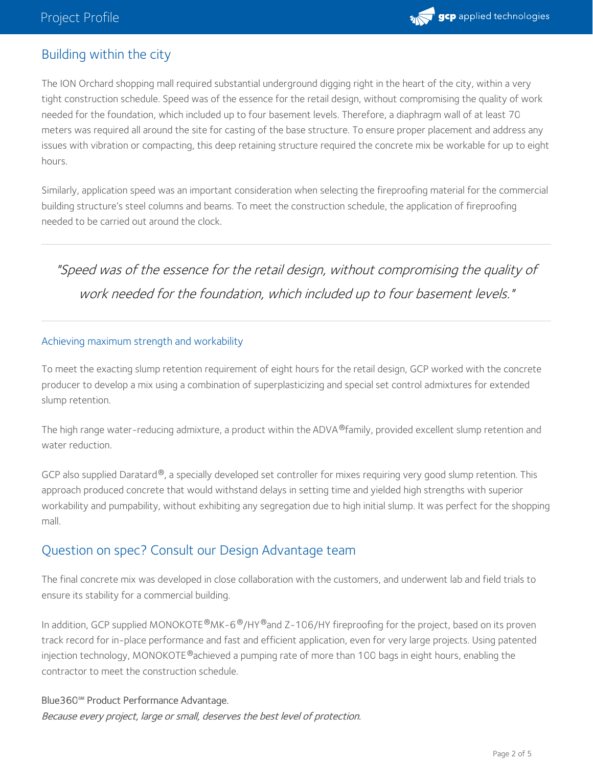## Building within the city

The ION Orchard shopping mall required substantial underground digging right in the heart of the city, within a very tight construction schedule. Speed was of the essence for the retail design, without compromising the quality of work needed for the foundation, which included up to four basement levels. Therefore, a diaphragm wall of at least 70 meters was required all around the site for casting of the base structure. To ensure proper placement and address any issues with vibration or compacting, this deep retaining structure required the concrete mix be workable for up to eight hours.

Similarly, application speed was an important consideration when selecting the fireproofing material for the commercial building structure's steel columns and beams. To meet the construction schedule, the application of fireproofing needed to be carried out around the clock.

---

> *"Speed was of the essence for the retail design, without compromising the quality of work needed for the foundation, which included up to four basement levels."*

---

### Achieving maximum strength and workability

To meet the exacting slump retention requirement of eight hours for the retail design, GCP worked with the concrete producer to develop a mix using a combination of superplasticizing and special set control admixtures for extended slump retention.

The high range water-reducing admixture, a product within the ADVA® family, provided excellent slump retention and water reduction.

GCP also supplied Daratard®, a specially developed set controller for mixes requiring very good slump retention. This approach produced concrete that would withstand delays in setting time and yielded high strengths with superior workability and pumpability, without exhibiting any segregation due to high initial slump. It was perfect for the shopping mall.

## Question on spec? Consult our Design Advantage team

The final concrete mix was developed in close collaboration with the customers, and underwent lab and field trials to ensure its stability for a commercial building.

In addition, GCP supplied MONOKOTE® MK-6®/HY® and Z-106/HY fireproofing for the project, based on its proven track record for in-place performance and fast and efficient application, even for very large projects. Using patented injection technology, MONOKOTE® achieved a pumping rate of more than 100 bags in eight hours, enabling the contractor to meet the construction schedule.

Blue360℠ Product Performance Advantage.
*Because every project, large or small, deserves the best level of protection.*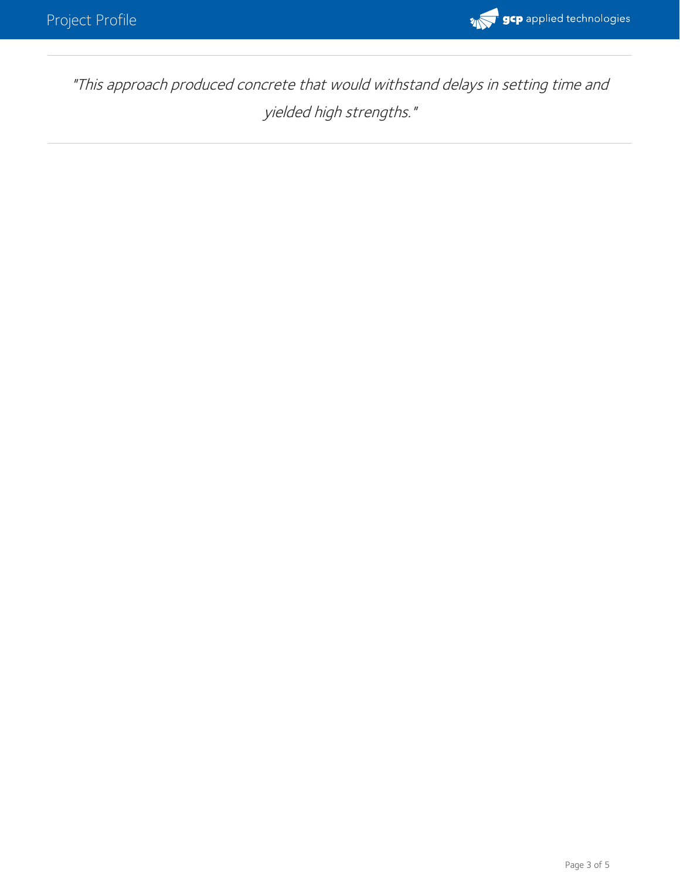*"This approach produced concrete that would withstand delays in setting time and yielded high strengths."*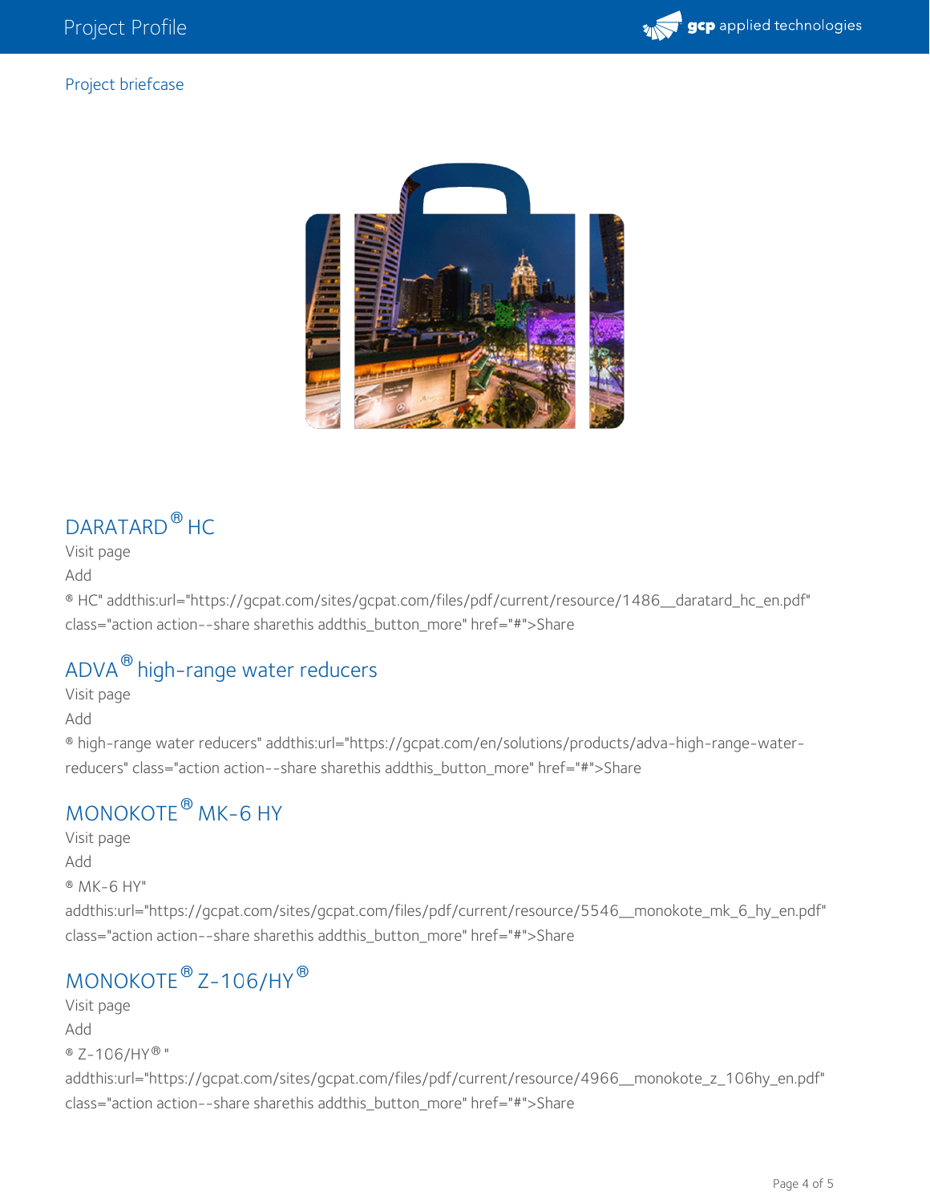## Project briefcase

## DARATARD® HC

Visit page

Add

® HC" addthis:url="https://gcpat.com/sites/gcpat.com/files/pdf/current/resource/1486__daratard_hc_en.pdf" class="action action--share sharethis addthis_button_more" href="#">Share

## ADVA® high-range water reducers

Visit page

Add

® high-range water reducers" addthis:url="https://gcpat.com/en/solutions/products/adva-high-range-water-reducers" class="action action--share sharethis addthis_button_more" href="#">Share

## MONOKOTE® MK-6 HY

Visit page

Add

® MK-6 HY"
addthis:url="https://gcpat.com/sites/gcpat.com/files/pdf/current/resource/5546__monokote_mk_6_hy_en.pdf" class="action action--share sharethis addthis_button_more" href="#">Share

## MONOKOTE® Z-106/HY®

Visit page

Add

® Z-106/HY® "
addthis:url="https://gcpat.com/sites/gcpat.com/files/pdf/current/resource/4966__monokote_z_106hy_en.pdf" class="action action--share sharethis addthis_button_more" href="#">Share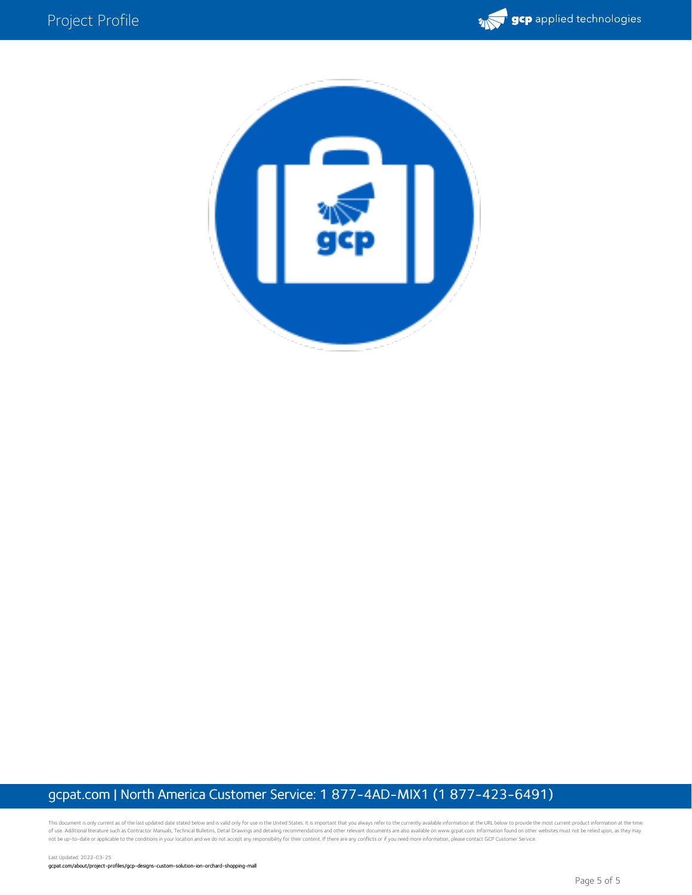gcpat.com | North America Customer Service: 1 877-4AD-MIX1 (1 877-423-6491)

This document is only current as of the last updated date stated below and is valid only for use in the United States. It is important that you always refer to the currently available information at the URL below to provide the most current product information at the time of use. Additional literature such as Contractor Manuals, Technical Bulletins, Detail Drawings and detailing recommendations and other relevant documents are also available on www.gcpat.com. Information found on other websites must not be relied upon, as they may not be up-to-date or applicable to the conditions in your location and we do not accept any responsibility for their content. If there are any conflicts or if you need more information, please contact GCP Customer Service.

Last Updated: 2022-03-25

gcpat.com/about/project-profiles/gcp-designs-custom-solution-ion-orchard-shopping-mall